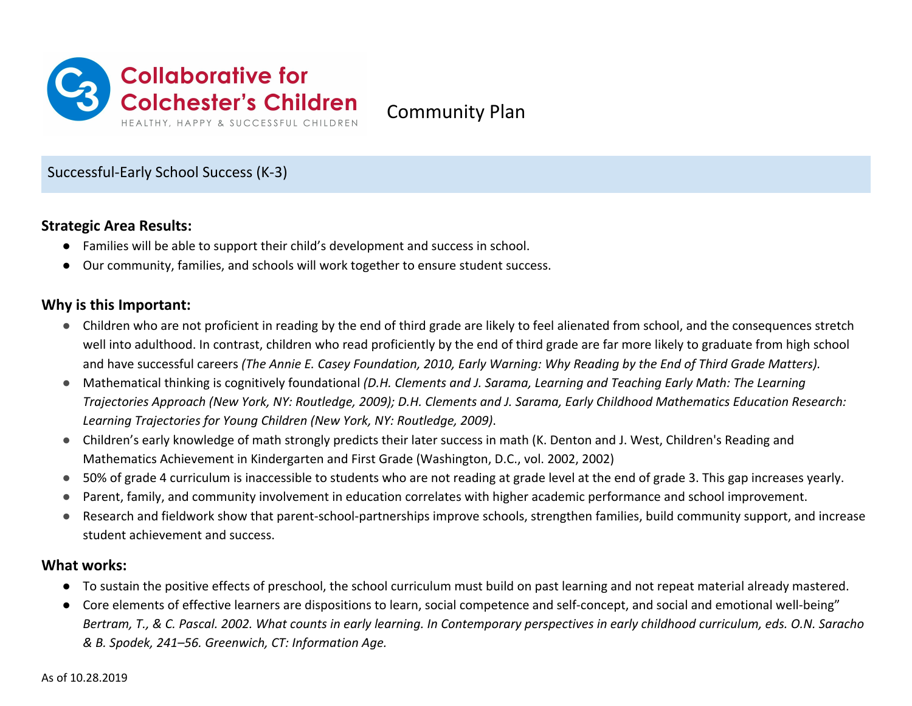# Collaborative for Colchester's Children

HEALTHY, HAPPY & SUCCESSFUL CHILDREN

Community Plan

## Successful-Early School Success (K-3)

**Strategic Area Results:**

- Families will be able to support their child's development and success in school.
- Our community, families, and schools will work together to ensure student success.

**Why is this Important:**

- Children who are not proficient in reading by the end of third grade are likely to feel alienated from school, and the consequences stretch well into adulthood. In contrast, children who read proficiently by the end of third grade are far more likely to graduate from high school and have successful careers *(The Annie E. Casey Foundation, 2010, Early Warning: Why Reading by the End of Third Grade Matters).*
- Mathematical thinking is cognitively foundational *(D.H. Clements and J. Sarama, Learning and Teaching Early Math: The Learning Trajectories Approach (New York, NY: Routledge, 2009); D.H. Clements and J. Sarama, Early Childhood Mathematics Education Research: Learning Trajectories for Young Children (New York, NY: Routledge, 2009)*.
- Children's early knowledge of math strongly predicts their later success in math (K. Denton and J. West, Children's Reading and Mathematics Achievement in Kindergarten and First Grade (Washington, D.C., vol. 2002, 2002)
- 50% of grade 4 curriculum is inaccessible to students who are not reading at grade level at the end of grade 3. This gap increases yearly.
- Parent, family, and community involvement in education correlates with higher academic performance and school improvement.
- Research and fieldwork show that parent-school-partnerships improve schools, strengthen families, build community support, and increase student achievement and success.

**What works:**

- To sustain the positive effects of preschool, the school curriculum must build on past learning and not repeat material already mastered.
- Core elements of effective learners are dispositions to learn, social competence and self-concept, and social and emotional well-being" *Bertram, T., & C. Pascal. 2002. What counts in early learning. In Contemporary perspectives in early childhood curriculum, eds. O.N. Saracho & B. Spodek, 241–56. Greenwich, CT: Information Age.*

As of 10.28.2019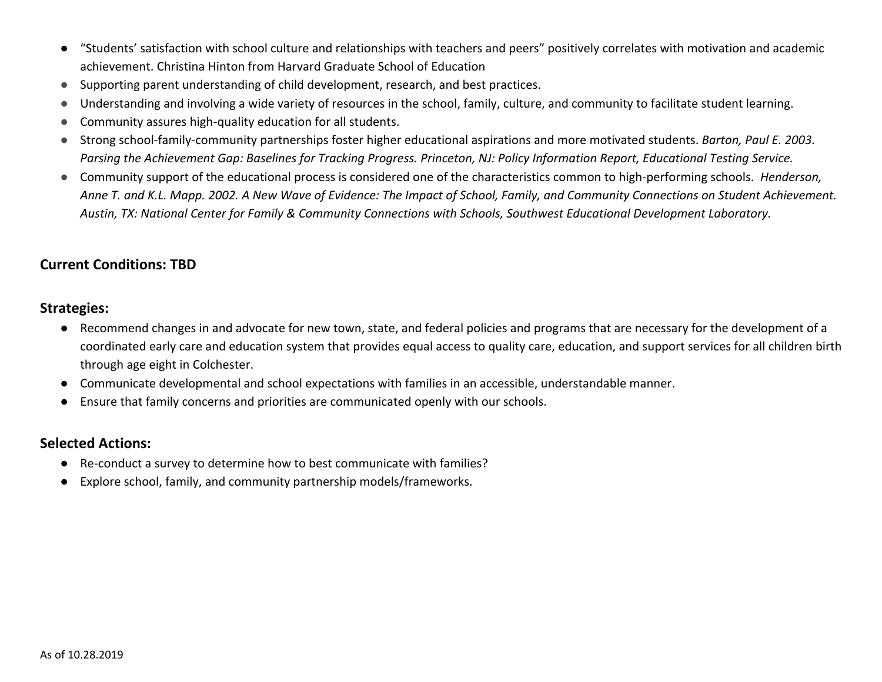- "Students' satisfaction with school culture and relationships with teachers and peers" positively correlates with motivation and academic achievement. Christina Hinton from Harvard Graduate School of Education
- Supporting parent understanding of child development, research, and best practices.
- Understanding and involving a wide variety of resources in the school, family, culture, and community to facilitate student learning.
- Community assures high-quality education for all students.
- Strong school-family-community partnerships foster higher educational aspirations and more motivated students. *Barton, Paul E. 2003. Parsing the Achievement Gap: Baselines for Tracking Progress. Princeton, NJ: Policy Information Report, Educational Testing Service.*
- Community support of the educational process is considered one of the characteristics common to high-performing schools. *Henderson, Anne T. and K.L. Mapp. 2002. A New Wave of Evidence: The Impact of School, Family, and Community Connections on Student Achievement. Austin, TX: National Center for Family & Community Connections with Schools, Southwest Educational Development Laboratory.*

**Current Conditions: TBD**

## Strategies:

- Recommend changes in and advocate for new town, state, and federal policies and programs that are necessary for the development of a coordinated early care and education system that provides equal access to quality care, education, and support services for all children birth through age eight in Colchester.
- Communicate developmental and school expectations with families in an accessible, understandable manner.
- Ensure that family concerns and priorities are communicated openly with our schools.

## Selected Actions:

- Re-conduct a survey to determine how to best communicate with families?
- Explore school, family, and community partnership models/frameworks.

As of 10.28.2019